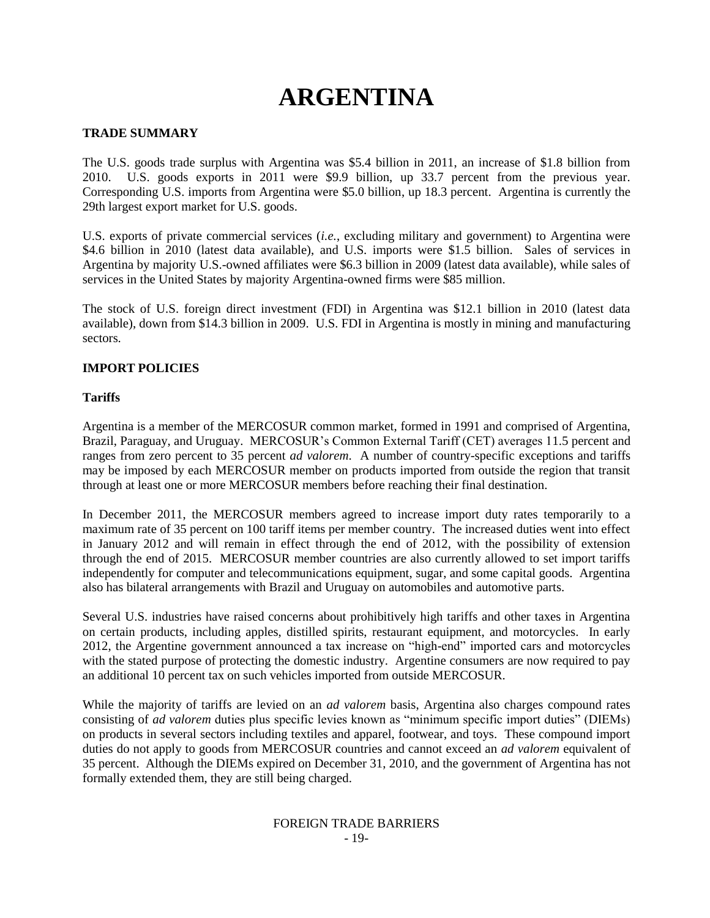# ARGENTINA

## TRADE SUMMARY

The U.S. goods trade surplus with Argentina was $5.4 billion in 2011, an increase of $1.8 billion from 2010. U.S. goods exports in 2011 were $9.9 billion, up 33.7 percent from the previous year. Corresponding U.S. imports from Argentina were $5.0 billion, up 18.3 percent. Argentina is currently the 29th largest export market for U.S. goods.

U.S. exports of private commercial services (*i.e.*, excluding military and government) to Argentina were $4.6 billion in 2010 (latest data available), and U.S. imports were $1.5 billion. Sales of services in Argentina by majority U.S.-owned affiliates were $6.3 billion in 2009 (latest data available), while sales of services in the United States by majority Argentina-owned firms were $85 million.

The stock of U.S. foreign direct investment (FDI) in Argentina was $12.1 billion in 2010 (latest data available), down from $14.3 billion in 2009. U.S. FDI in Argentina is mostly in mining and manufacturing sectors.

## IMPORT POLICIES

### Tariffs

Argentina is a member of the MERCOSUR common market, formed in 1991 and comprised of Argentina, Brazil, Paraguay, and Uruguay. MERCOSUR's Common External Tariff (CET) averages 11.5 percent and ranges from zero percent to 35 percent *ad valorem*. A number of country-specific exceptions and tariffs may be imposed by each MERCOSUR member on products imported from outside the region that transit through at least one or more MERCOSUR members before reaching their final destination.

In December 2011, the MERCOSUR members agreed to increase import duty rates temporarily to a maximum rate of 35 percent on 100 tariff items per member country. The increased duties went into effect in January 2012 and will remain in effect through the end of 2012, with the possibility of extension through the end of 2015. MERCOSUR member countries are also currently allowed to set import tariffs independently for computer and telecommunications equipment, sugar, and some capital goods. Argentina also has bilateral arrangements with Brazil and Uruguay on automobiles and automotive parts.

Several U.S. industries have raised concerns about prohibitively high tariffs and other taxes in Argentina on certain products, including apples, distilled spirits, restaurant equipment, and motorcycles. In early 2012, the Argentine government announced a tax increase on "high-end" imported cars and motorcycles with the stated purpose of protecting the domestic industry. Argentine consumers are now required to pay an additional 10 percent tax on such vehicles imported from outside MERCOSUR.

While the majority of tariffs are levied on an *ad valorem* basis, Argentina also charges compound rates consisting of *ad valorem* duties plus specific levies known as "minimum specific import duties" (DIEMs) on products in several sectors including textiles and apparel, footwear, and toys. These compound import duties do not apply to goods from MERCOSUR countries and cannot exceed an *ad valorem* equivalent of 35 percent. Although the DIEMs expired on December 31, 2010, and the government of Argentina has not formally extended them, they are still being charged.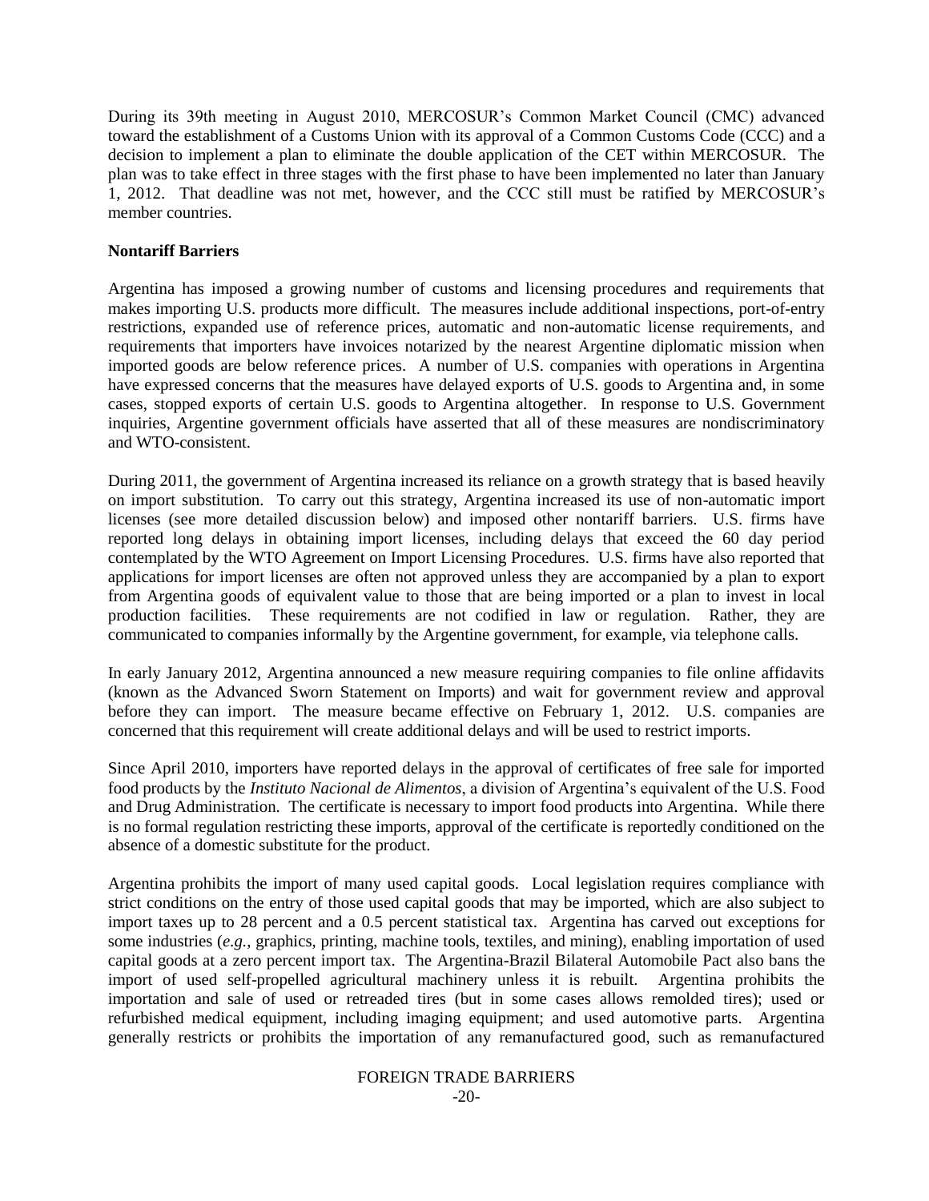During its 39th meeting in August 2010, MERCOSUR's Common Market Council (CMC) advanced toward the establishment of a Customs Union with its approval of a Common Customs Code (CCC) and a decision to implement a plan to eliminate the double application of the CET within MERCOSUR. The plan was to take effect in three stages with the first phase to have been implemented no later than January 1, 2012. That deadline was not met, however, and the CCC still must be ratified by MERCOSUR's member countries.

**Nontariff Barriers**

Argentina has imposed a growing number of customs and licensing procedures and requirements that makes importing U.S. products more difficult. The measures include additional inspections, port-of-entry restrictions, expanded use of reference prices, automatic and non-automatic license requirements, and requirements that importers have invoices notarized by the nearest Argentine diplomatic mission when imported goods are below reference prices. A number of U.S. companies with operations in Argentina have expressed concerns that the measures have delayed exports of U.S. goods to Argentina and, in some cases, stopped exports of certain U.S. goods to Argentina altogether. In response to U.S. Government inquiries, Argentine government officials have asserted that all of these measures are nondiscriminatory and WTO-consistent.

During 2011, the government of Argentina increased its reliance on a growth strategy that is based heavily on import substitution. To carry out this strategy, Argentina increased its use of non-automatic import licenses (see more detailed discussion below) and imposed other nontariff barriers. U.S. firms have reported long delays in obtaining import licenses, including delays that exceed the 60 day period contemplated by the WTO Agreement on Import Licensing Procedures. U.S. firms have also reported that applications for import licenses are often not approved unless they are accompanied by a plan to export from Argentina goods of equivalent value to those that are being imported or a plan to invest in local production facilities. These requirements are not codified in law or regulation. Rather, they are communicated to companies informally by the Argentine government, for example, via telephone calls.

In early January 2012, Argentina announced a new measure requiring companies to file online affidavits (known as the Advanced Sworn Statement on Imports) and wait for government review and approval before they can import. The measure became effective on February 1, 2012. U.S. companies are concerned that this requirement will create additional delays and will be used to restrict imports.

Since April 2010, importers have reported delays in the approval of certificates of free sale for imported food products by the *Instituto Nacional de Alimentos*, a division of Argentina's equivalent of the U.S. Food and Drug Administration. The certificate is necessary to import food products into Argentina. While there is no formal regulation restricting these imports, approval of the certificate is reportedly conditioned on the absence of a domestic substitute for the product.

Argentina prohibits the import of many used capital goods. Local legislation requires compliance with strict conditions on the entry of those used capital goods that may be imported, which are also subject to import taxes up to 28 percent and a 0.5 percent statistical tax. Argentina has carved out exceptions for some industries (*e.g.*, graphics, printing, machine tools, textiles, and mining), enabling importation of used capital goods at a zero percent import tax. The Argentina-Brazil Bilateral Automobile Pact also bans the import of used self-propelled agricultural machinery unless it is rebuilt. Argentina prohibits the importation and sale of used or retreaded tires (but in some cases allows remolded tires); used or refurbished medical equipment, including imaging equipment; and used automotive parts. Argentina generally restricts or prohibits the importation of any remanufactured good, such as remanufactured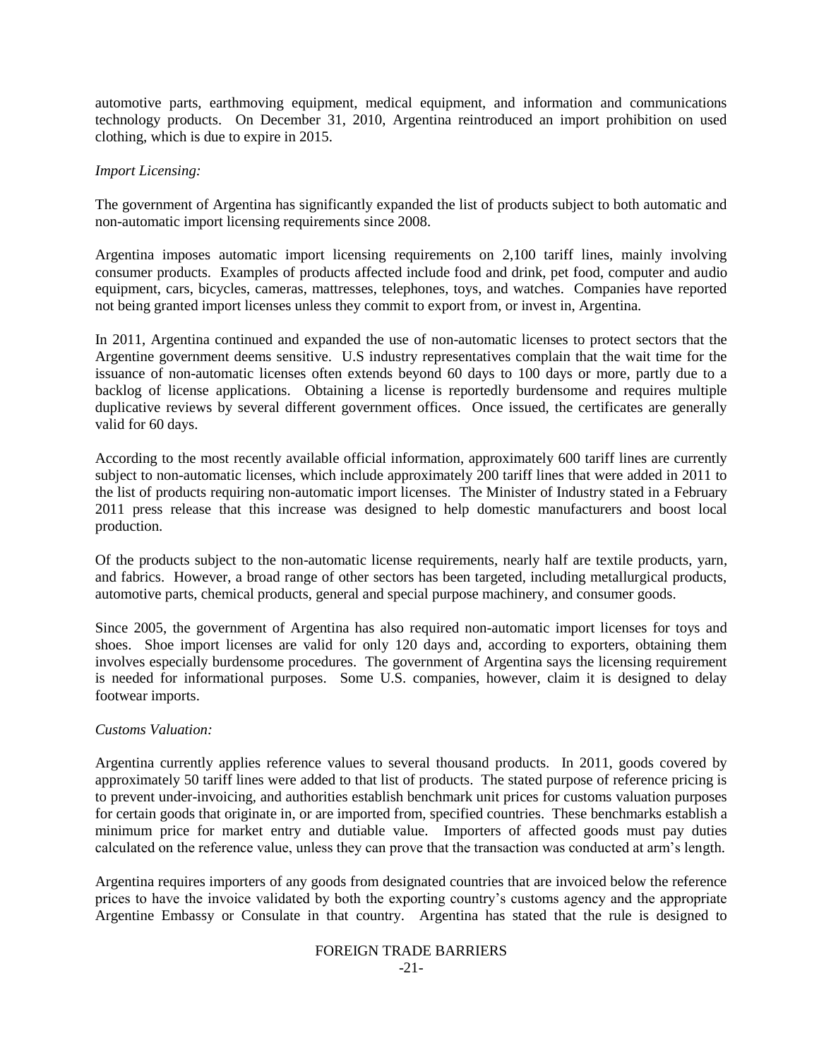automotive parts, earthmoving equipment, medical equipment, and information and communications technology products. On December 31, 2010, Argentina reintroduced an import prohibition on used clothing, which is due to expire in 2015.

*Import Licensing:*

The government of Argentina has significantly expanded the list of products subject to both automatic and non-automatic import licensing requirements since 2008.

Argentina imposes automatic import licensing requirements on 2,100 tariff lines, mainly involving consumer products. Examples of products affected include food and drink, pet food, computer and audio equipment, cars, bicycles, cameras, mattresses, telephones, toys, and watches. Companies have reported not being granted import licenses unless they commit to export from, or invest in, Argentina.

In 2011, Argentina continued and expanded the use of non-automatic licenses to protect sectors that the Argentine government deems sensitive. U.S industry representatives complain that the wait time for the issuance of non-automatic licenses often extends beyond 60 days to 100 days or more, partly due to a backlog of license applications. Obtaining a license is reportedly burdensome and requires multiple duplicative reviews by several different government offices. Once issued, the certificates are generally valid for 60 days.

According to the most recently available official information, approximately 600 tariff lines are currently subject to non-automatic licenses, which include approximately 200 tariff lines that were added in 2011 to the list of products requiring non-automatic import licenses. The Minister of Industry stated in a February 2011 press release that this increase was designed to help domestic manufacturers and boost local production.

Of the products subject to the non-automatic license requirements, nearly half are textile products, yarn, and fabrics. However, a broad range of other sectors has been targeted, including metallurgical products, automotive parts, chemical products, general and special purpose machinery, and consumer goods.

Since 2005, the government of Argentina has also required non-automatic import licenses for toys and shoes. Shoe import licenses are valid for only 120 days and, according to exporters, obtaining them involves especially burdensome procedures. The government of Argentina says the licensing requirement is needed for informational purposes. Some U.S. companies, however, claim it is designed to delay footwear imports.

*Customs Valuation:*

Argentina currently applies reference values to several thousand products. In 2011, goods covered by approximately 50 tariff lines were added to that list of products. The stated purpose of reference pricing is to prevent under-invoicing, and authorities establish benchmark unit prices for customs valuation purposes for certain goods that originate in, or are imported from, specified countries. These benchmarks establish a minimum price for market entry and dutiable value. Importers of affected goods must pay duties calculated on the reference value, unless they can prove that the transaction was conducted at arm's length.

Argentina requires importers of any goods from designated countries that are invoiced below the reference prices to have the invoice validated by both the exporting country's customs agency and the appropriate Argentine Embassy or Consulate in that country. Argentina has stated that the rule is designed to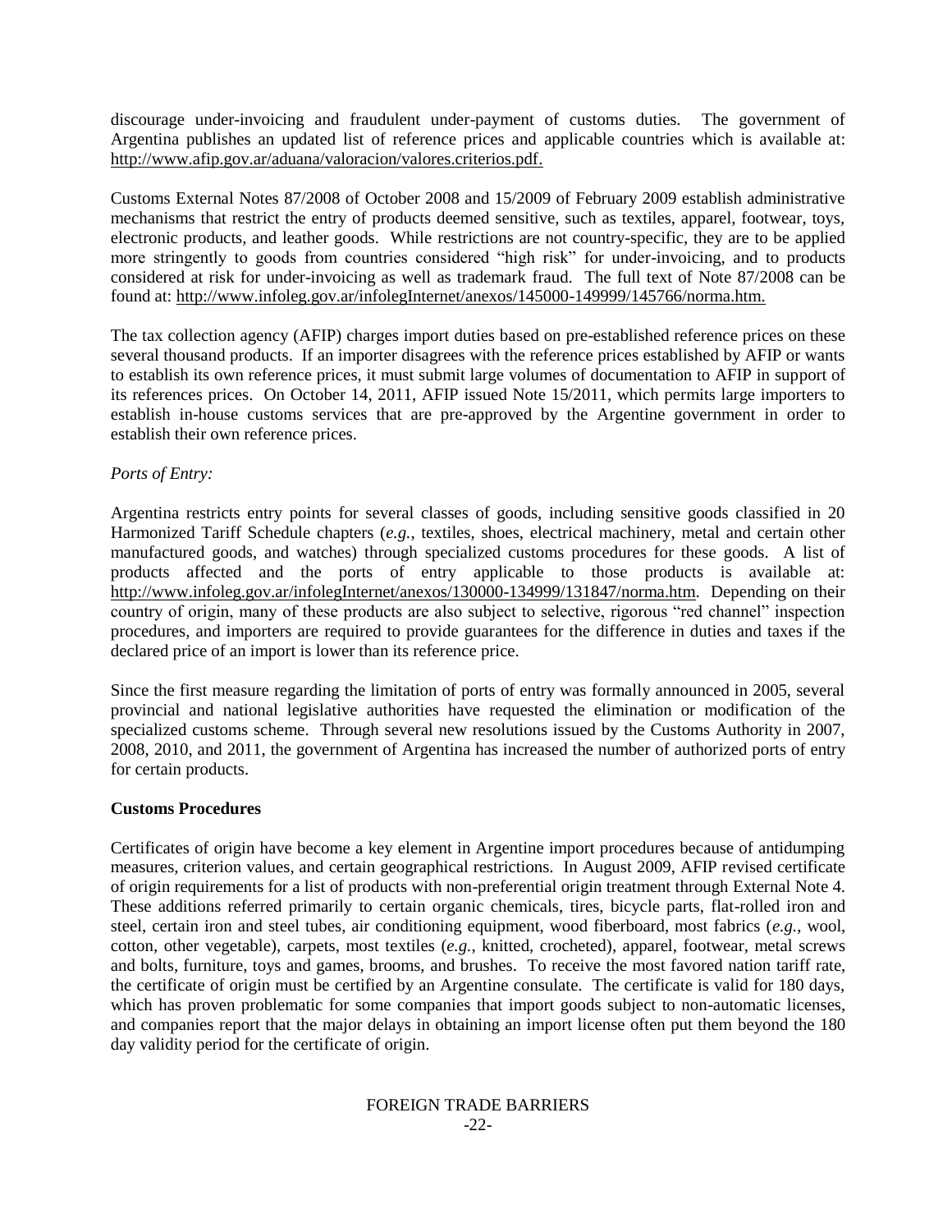discourage under-invoicing and fraudulent under-payment of customs duties. The government of Argentina publishes an updated list of reference prices and applicable countries which is available at: http://www.afip.gov.ar/aduana/valoracion/valores.criterios.pdf.

Customs External Notes 87/2008 of October 2008 and 15/2009 of February 2009 establish administrative mechanisms that restrict the entry of products deemed sensitive, such as textiles, apparel, footwear, toys, electronic products, and leather goods. While restrictions are not country-specific, they are to be applied more stringently to goods from countries considered "high risk" for under-invoicing, and to products considered at risk for under-invoicing as well as trademark fraud. The full text of Note 87/2008 can be found at: http://www.infoleg.gov.ar/infolegInternet/anexos/145000-149999/145766/norma.htm.

The tax collection agency (AFIP) charges import duties based on pre-established reference prices on these several thousand products. If an importer disagrees with the reference prices established by AFIP or wants to establish its own reference prices, it must submit large volumes of documentation to AFIP in support of its references prices. On October 14, 2011, AFIP issued Note 15/2011, which permits large importers to establish in-house customs services that are pre-approved by the Argentine government in order to establish their own reference prices.

*Ports of Entry:*

Argentina restricts entry points for several classes of goods, including sensitive goods classified in 20 Harmonized Tariff Schedule chapters (*e.g.*, textiles, shoes, electrical machinery, metal and certain other manufactured goods, and watches) through specialized customs procedures for these goods. A list of products affected and the ports of entry applicable to those products is available at: http://www.infoleg.gov.ar/infolegInternet/anexos/130000-134999/131847/norma.htm. Depending on their country of origin, many of these products are also subject to selective, rigorous "red channel" inspection procedures, and importers are required to provide guarantees for the difference in duties and taxes if the declared price of an import is lower than its reference price.

Since the first measure regarding the limitation of ports of entry was formally announced in 2005, several provincial and national legislative authorities have requested the elimination or modification of the specialized customs scheme. Through several new resolutions issued by the Customs Authority in 2007, 2008, 2010, and 2011, the government of Argentina has increased the number of authorized ports of entry for certain products.

**Customs Procedures**

Certificates of origin have become a key element in Argentine import procedures because of antidumping measures, criterion values, and certain geographical restrictions. In August 2009, AFIP revised certificate of origin requirements for a list of products with non-preferential origin treatment through External Note 4. These additions referred primarily to certain organic chemicals, tires, bicycle parts, flat-rolled iron and steel, certain iron and steel tubes, air conditioning equipment, wood fiberboard, most fabrics (*e.g.*, wool, cotton, other vegetable), carpets, most textiles (*e.g.*, knitted, crocheted), apparel, footwear, metal screws and bolts, furniture, toys and games, brooms, and brushes. To receive the most favored nation tariff rate, the certificate of origin must be certified by an Argentine consulate. The certificate is valid for 180 days, which has proven problematic for some companies that import goods subject to non-automatic licenses, and companies report that the major delays in obtaining an import license often put them beyond the 180 day validity period for the certificate of origin.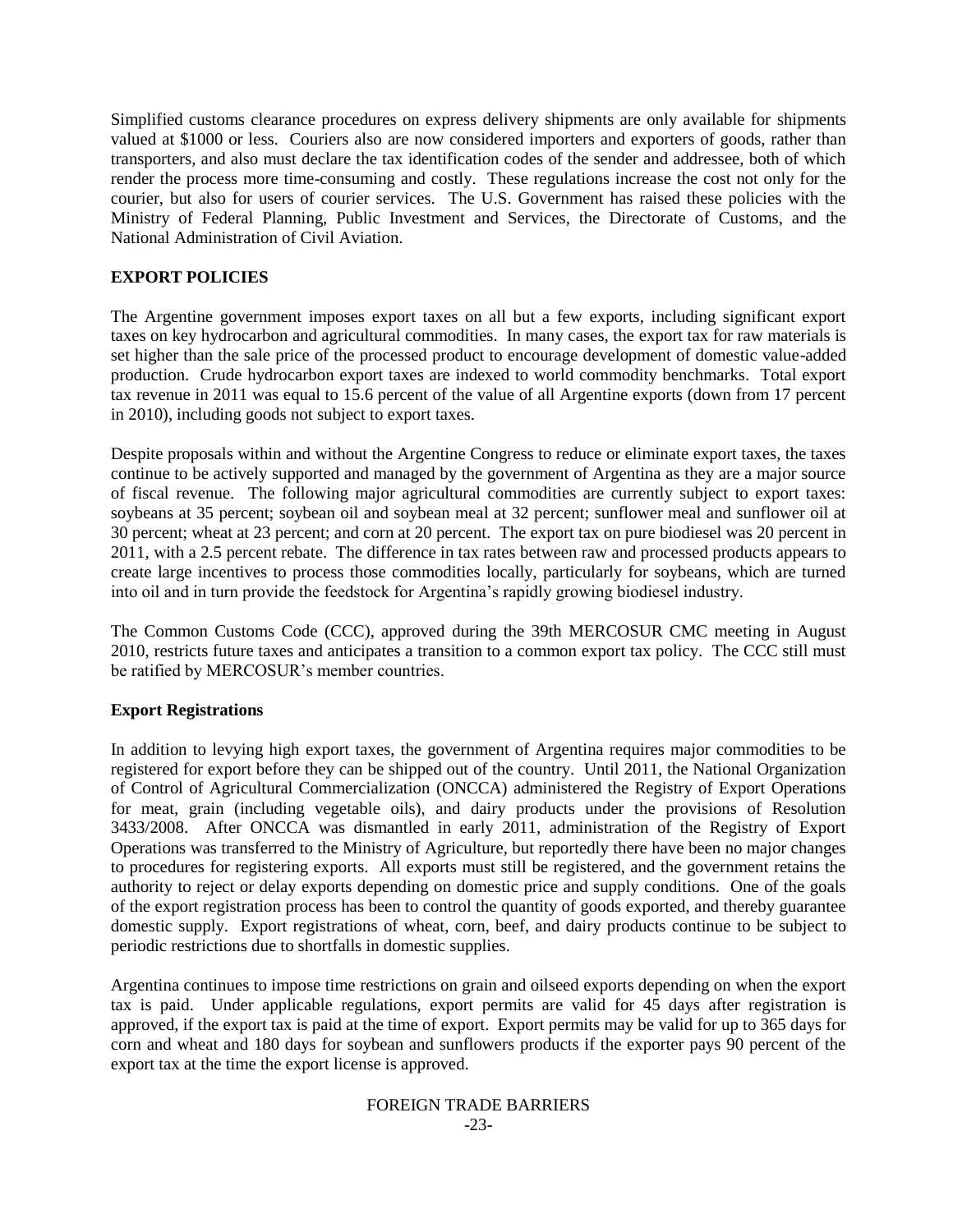Simplified customs clearance procedures on express delivery shipments are only available for shipments valued at $1000 or less. Couriers also are now considered importers and exporters of goods, rather than transporters, and also must declare the tax identification codes of the sender and addressee, both of which render the process more time-consuming and costly. These regulations increase the cost not only for the courier, but also for users of courier services. The U.S. Government has raised these policies with the Ministry of Federal Planning, Public Investment and Services, the Directorate of Customs, and the National Administration of Civil Aviation.

## EXPORT POLICIES

The Argentine government imposes export taxes on all but a few exports, including significant export taxes on key hydrocarbon and agricultural commodities. In many cases, the export tax for raw materials is set higher than the sale price of the processed product to encourage development of domestic value-added production. Crude hydrocarbon export taxes are indexed to world commodity benchmarks. Total export tax revenue in 2011 was equal to 15.6 percent of the value of all Argentine exports (down from 17 percent in 2010), including goods not subject to export taxes.

Despite proposals within and without the Argentine Congress to reduce or eliminate export taxes, the taxes continue to be actively supported and managed by the government of Argentina as they are a major source of fiscal revenue. The following major agricultural commodities are currently subject to export taxes: soybeans at 35 percent; soybean oil and soybean meal at 32 percent; sunflower meal and sunflower oil at 30 percent; wheat at 23 percent; and corn at 20 percent. The export tax on pure biodiesel was 20 percent in 2011, with a 2.5 percent rebate. The difference in tax rates between raw and processed products appears to create large incentives to process those commodities locally, particularly for soybeans, which are turned into oil and in turn provide the feedstock for Argentina's rapidly growing biodiesel industry.

The Common Customs Code (CCC), approved during the 39th MERCOSUR CMC meeting in August 2010, restricts future taxes and anticipates a transition to a common export tax policy. The CCC still must be ratified by MERCOSUR's member countries.

### Export Registrations

In addition to levying high export taxes, the government of Argentina requires major commodities to be registered for export before they can be shipped out of the country. Until 2011, the National Organization of Control of Agricultural Commercialization (ONCCA) administered the Registry of Export Operations for meat, grain (including vegetable oils), and dairy products under the provisions of Resolution 3433/2008. After ONCCA was dismantled in early 2011, administration of the Registry of Export Operations was transferred to the Ministry of Agriculture, but reportedly there have been no major changes to procedures for registering exports. All exports must still be registered, and the government retains the authority to reject or delay exports depending on domestic price and supply conditions. One of the goals of the export registration process has been to control the quantity of goods exported, and thereby guarantee domestic supply. Export registrations of wheat, corn, beef, and dairy products continue to be subject to periodic restrictions due to shortfalls in domestic supplies.

Argentina continues to impose time restrictions on grain and oilseed exports depending on when the export tax is paid. Under applicable regulations, export permits are valid for 45 days after registration is approved, if the export tax is paid at the time of export. Export permits may be valid for up to 365 days for corn and wheat and 180 days for soybean and sunflowers products if the exporter pays 90 percent of the export tax at the time the export license is approved.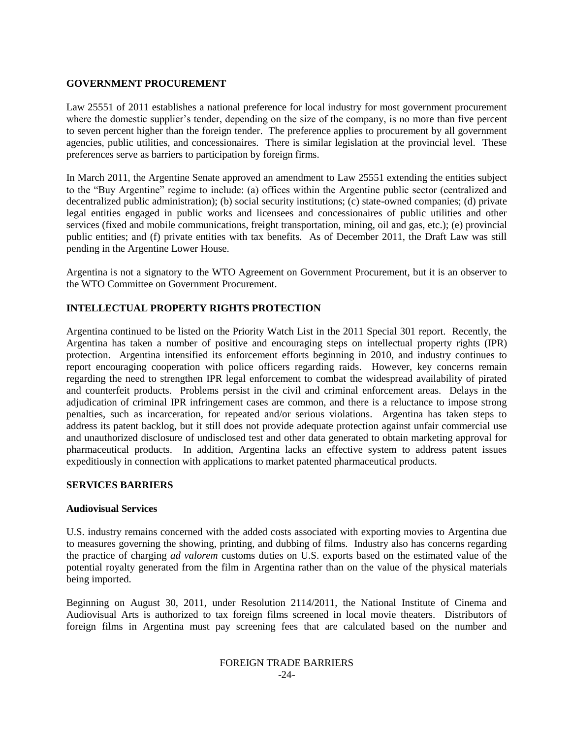## GOVERNMENT PROCUREMENT

Law 25551 of 2011 establishes a national preference for local industry for most government procurement where the domestic supplier's tender, depending on the size of the company, is no more than five percent to seven percent higher than the foreign tender. The preference applies to procurement by all government agencies, public utilities, and concessionaires. There is similar legislation at the provincial level. These preferences serve as barriers to participation by foreign firms.

In March 2011, the Argentine Senate approved an amendment to Law 25551 extending the entities subject to the "Buy Argentine" regime to include: (a) offices within the Argentine public sector (centralized and decentralized public administration); (b) social security institutions; (c) state-owned companies; (d) private legal entities engaged in public works and licensees and concessionaires of public utilities and other services (fixed and mobile communications, freight transportation, mining, oil and gas, etc.); (e) provincial public entities; and (f) private entities with tax benefits. As of December 2011, the Draft Law was still pending in the Argentine Lower House.

Argentina is not a signatory to the WTO Agreement on Government Procurement, but it is an observer to the WTO Committee on Government Procurement.

## INTELLECTUAL PROPERTY RIGHTS PROTECTION

Argentina continued to be listed on the Priority Watch List in the 2011 Special 301 report. Recently, the Argentina has taken a number of positive and encouraging steps on intellectual property rights (IPR) protection. Argentina intensified its enforcement efforts beginning in 2010, and industry continues to report encouraging cooperation with police officers regarding raids. However, key concerns remain regarding the need to strengthen IPR legal enforcement to combat the widespread availability of pirated and counterfeit products. Problems persist in the civil and criminal enforcement areas. Delays in the adjudication of criminal IPR infringement cases are common, and there is a reluctance to impose strong penalties, such as incarceration, for repeated and/or serious violations. Argentina has taken steps to address its patent backlog, but it still does not provide adequate protection against unfair commercial use and unauthorized disclosure of undisclosed test and other data generated to obtain marketing approval for pharmaceutical products. In addition, Argentina lacks an effective system to address patent issues expeditiously in connection with applications to market patented pharmaceutical products.

## SERVICES BARRIERS

### Audiovisual Services

U.S. industry remains concerned with the added costs associated with exporting movies to Argentina due to measures governing the showing, printing, and dubbing of films. Industry also has concerns regarding the practice of charging *ad valorem* customs duties on U.S. exports based on the estimated value of the potential royalty generated from the film in Argentina rather than on the value of the physical materials being imported.

Beginning on August 30, 2011, under Resolution 2114/2011, the National Institute of Cinema and Audiovisual Arts is authorized to tax foreign films screened in local movie theaters. Distributors of foreign films in Argentina must pay screening fees that are calculated based on the number and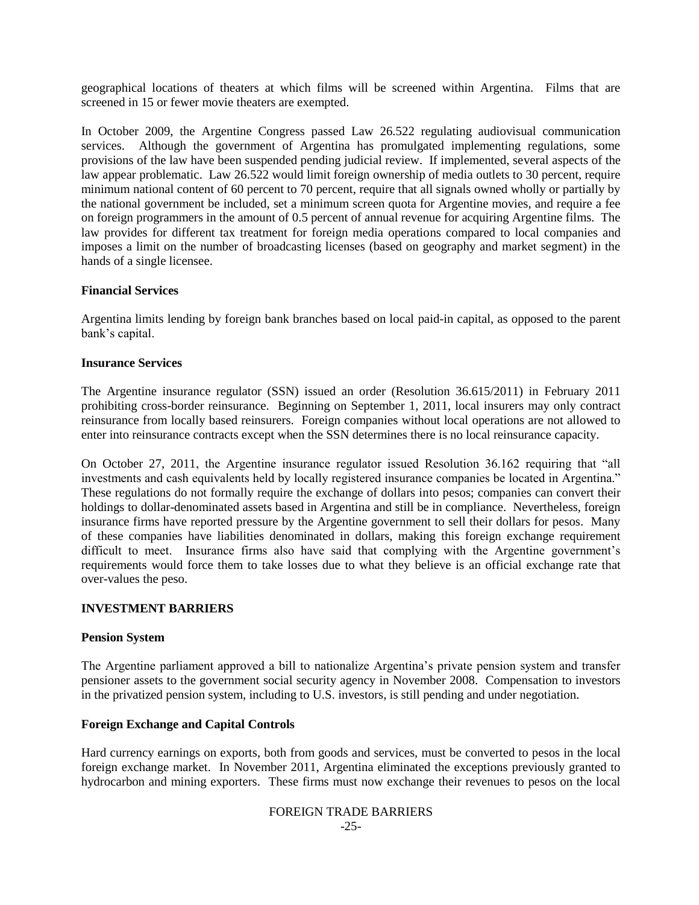geographical locations of theaters at which films will be screened within Argentina. Films that are screened in 15 or fewer movie theaters are exempted.

In October 2009, the Argentine Congress passed Law 26.522 regulating audiovisual communication services. Although the government of Argentina has promulgated implementing regulations, some provisions of the law have been suspended pending judicial review. If implemented, several aspects of the law appear problematic. Law 26.522 would limit foreign ownership of media outlets to 30 percent, require minimum national content of 60 percent to 70 percent, require that all signals owned wholly or partially by the national government be included, set a minimum screen quota for Argentine movies, and require a fee on foreign programmers in the amount of 0.5 percent of annual revenue for acquiring Argentine films. The law provides for different tax treatment for foreign media operations compared to local companies and imposes a limit on the number of broadcasting licenses (based on geography and market segment) in the hands of a single licensee.

**Financial Services**

Argentina limits lending by foreign bank branches based on local paid-in capital, as opposed to the parent bank's capital.

**Insurance Services**

The Argentine insurance regulator (SSN) issued an order (Resolution 36.615/2011) in February 2011 prohibiting cross-border reinsurance. Beginning on September 1, 2011, local insurers may only contract reinsurance from locally based reinsurers. Foreign companies without local operations are not allowed to enter into reinsurance contracts except when the SSN determines there is no local reinsurance capacity.

On October 27, 2011, the Argentine insurance regulator issued Resolution 36.162 requiring that "all investments and cash equivalents held by locally registered insurance companies be located in Argentina." These regulations do not formally require the exchange of dollars into pesos; companies can convert their holdings to dollar-denominated assets based in Argentina and still be in compliance. Nevertheless, foreign insurance firms have reported pressure by the Argentine government to sell their dollars for pesos. Many of these companies have liabilities denominated in dollars, making this foreign exchange requirement difficult to meet. Insurance firms also have said that complying with the Argentine government's requirements would force them to take losses due to what they believe is an official exchange rate that over-values the peso.

## INVESTMENT BARRIERS

**Pension System**

The Argentine parliament approved a bill to nationalize Argentina's private pension system and transfer pensioner assets to the government social security agency in November 2008. Compensation to investors in the privatized pension system, including to U.S. investors, is still pending and under negotiation.

**Foreign Exchange and Capital Controls**

Hard currency earnings on exports, both from goods and services, must be converted to pesos in the local foreign exchange market. In November 2011, Argentina eliminated the exceptions previously granted to hydrocarbon and mining exporters. These firms must now exchange their revenues to pesos on the local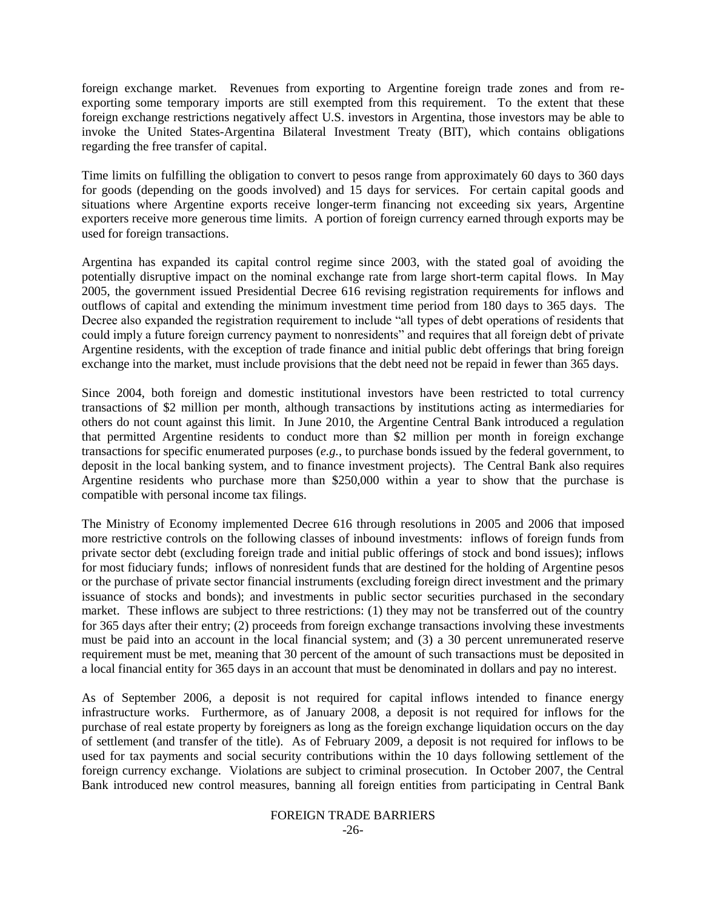foreign exchange market. Revenues from exporting to Argentine foreign trade zones and from re-exporting some temporary imports are still exempted from this requirement. To the extent that these foreign exchange restrictions negatively affect U.S. investors in Argentina, those investors may be able to invoke the United States-Argentina Bilateral Investment Treaty (BIT), which contains obligations regarding the free transfer of capital.

Time limits on fulfilling the obligation to convert to pesos range from approximately 60 days to 360 days for goods (depending on the goods involved) and 15 days for services. For certain capital goods and situations where Argentine exports receive longer-term financing not exceeding six years, Argentine exporters receive more generous time limits. A portion of foreign currency earned through exports may be used for foreign transactions.

Argentina has expanded its capital control regime since 2003, with the stated goal of avoiding the potentially disruptive impact on the nominal exchange rate from large short-term capital flows. In May 2005, the government issued Presidential Decree 616 revising registration requirements for inflows and outflows of capital and extending the minimum investment time period from 180 days to 365 days. The Decree also expanded the registration requirement to include "all types of debt operations of residents that could imply a future foreign currency payment to nonresidents" and requires that all foreign debt of private Argentine residents, with the exception of trade finance and initial public debt offerings that bring foreign exchange into the market, must include provisions that the debt need not be repaid in fewer than 365 days.

Since 2004, both foreign and domestic institutional investors have been restricted to total currency transactions of $2 million per month, although transactions by institutions acting as intermediaries for others do not count against this limit. In June 2010, the Argentine Central Bank introduced a regulation that permitted Argentine residents to conduct more than $2 million per month in foreign exchange transactions for specific enumerated purposes (*e.g.*, to purchase bonds issued by the federal government, to deposit in the local banking system, and to finance investment projects). The Central Bank also requires Argentine residents who purchase more than $250,000 within a year to show that the purchase is compatible with personal income tax filings.

The Ministry of Economy implemented Decree 616 through resolutions in 2005 and 2006 that imposed more restrictive controls on the following classes of inbound investments: inflows of foreign funds from private sector debt (excluding foreign trade and initial public offerings of stock and bond issues); inflows for most fiduciary funds; inflows of nonresident funds that are destined for the holding of Argentine pesos or the purchase of private sector financial instruments (excluding foreign direct investment and the primary issuance of stocks and bonds); and investments in public sector securities purchased in the secondary market. These inflows are subject to three restrictions: (1) they may not be transferred out of the country for 365 days after their entry; (2) proceeds from foreign exchange transactions involving these investments must be paid into an account in the local financial system; and (3) a 30 percent unremunerated reserve requirement must be met, meaning that 30 percent of the amount of such transactions must be deposited in a local financial entity for 365 days in an account that must be denominated in dollars and pay no interest.

As of September 2006, a deposit is not required for capital inflows intended to finance energy infrastructure works. Furthermore, as of January 2008, a deposit is not required for inflows for the purchase of real estate property by foreigners as long as the foreign exchange liquidation occurs on the day of settlement (and transfer of the title). As of February 2009, a deposit is not required for inflows to be used for tax payments and social security contributions within the 10 days following settlement of the foreign currency exchange. Violations are subject to criminal prosecution. In October 2007, the Central Bank introduced new control measures, banning all foreign entities from participating in Central Bank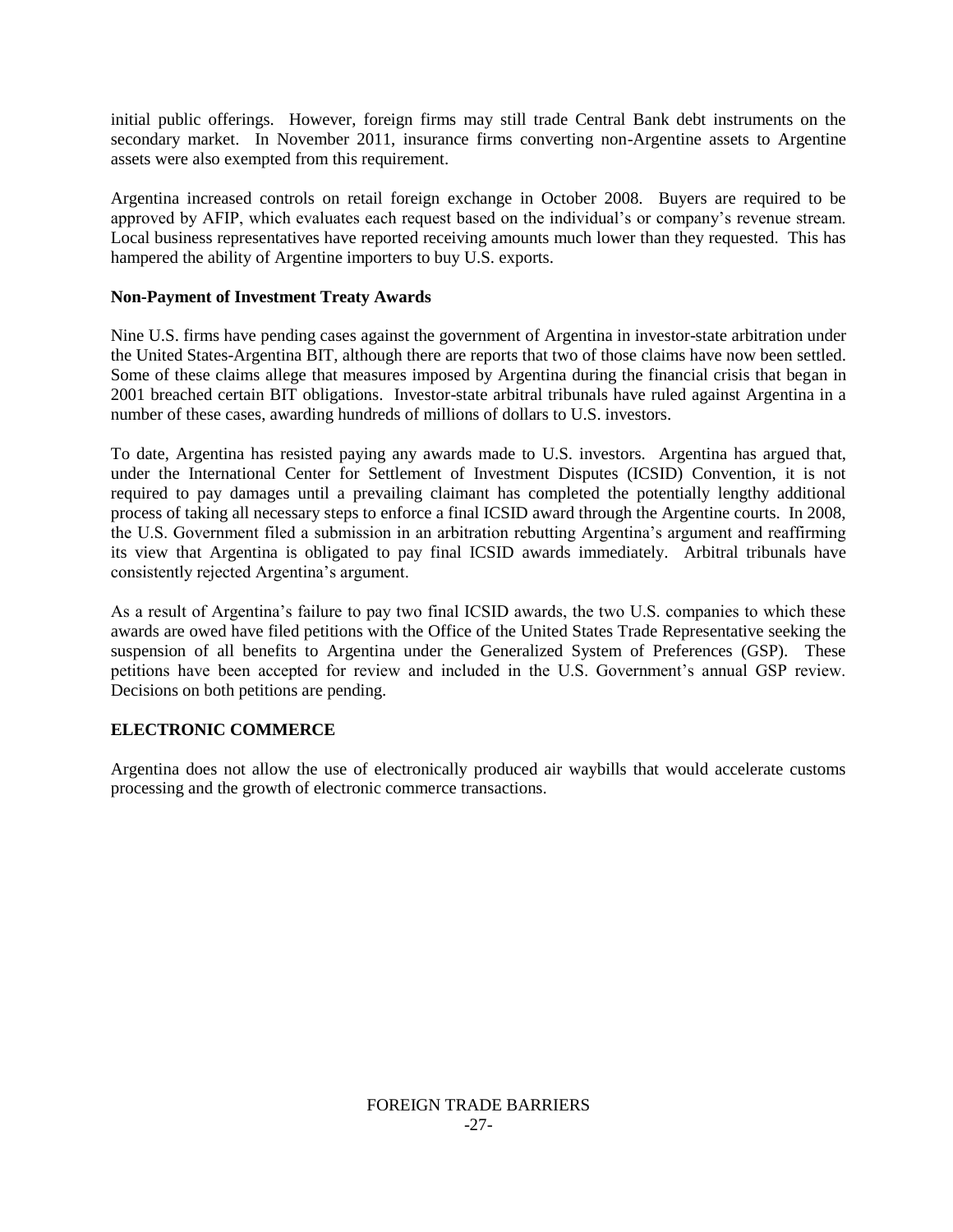initial public offerings. However, foreign firms may still trade Central Bank debt instruments on the secondary market. In November 2011, insurance firms converting non-Argentine assets to Argentine assets were also exempted from this requirement.

Argentina increased controls on retail foreign exchange in October 2008. Buyers are required to be approved by AFIP, which evaluates each request based on the individual's or company's revenue stream. Local business representatives have reported receiving amounts much lower than they requested. This has hampered the ability of Argentine importers to buy U.S. exports.

**Non-Payment of Investment Treaty Awards**

Nine U.S. firms have pending cases against the government of Argentina in investor-state arbitration under the United States-Argentina BIT, although there are reports that two of those claims have now been settled. Some of these claims allege that measures imposed by Argentina during the financial crisis that began in 2001 breached certain BIT obligations. Investor-state arbitral tribunals have ruled against Argentina in a number of these cases, awarding hundreds of millions of dollars to U.S. investors.

To date, Argentina has resisted paying any awards made to U.S. investors. Argentina has argued that, under the International Center for Settlement of Investment Disputes (ICSID) Convention, it is not required to pay damages until a prevailing claimant has completed the potentially lengthy additional process of taking all necessary steps to enforce a final ICSID award through the Argentine courts. In 2008, the U.S. Government filed a submission in an arbitration rebutting Argentina's argument and reaffirming its view that Argentina is obligated to pay final ICSID awards immediately. Arbitral tribunals have consistently rejected Argentina's argument.

As a result of Argentina's failure to pay two final ICSID awards, the two U.S. companies to which these awards are owed have filed petitions with the Office of the United States Trade Representative seeking the suspension of all benefits to Argentina under the Generalized System of Preferences (GSP). These petitions have been accepted for review and included in the U.S. Government's annual GSP review. Decisions on both petitions are pending.

**ELECTRONIC COMMERCE**

Argentina does not allow the use of electronically produced air waybills that would accelerate customs processing and the growth of electronic commerce transactions.